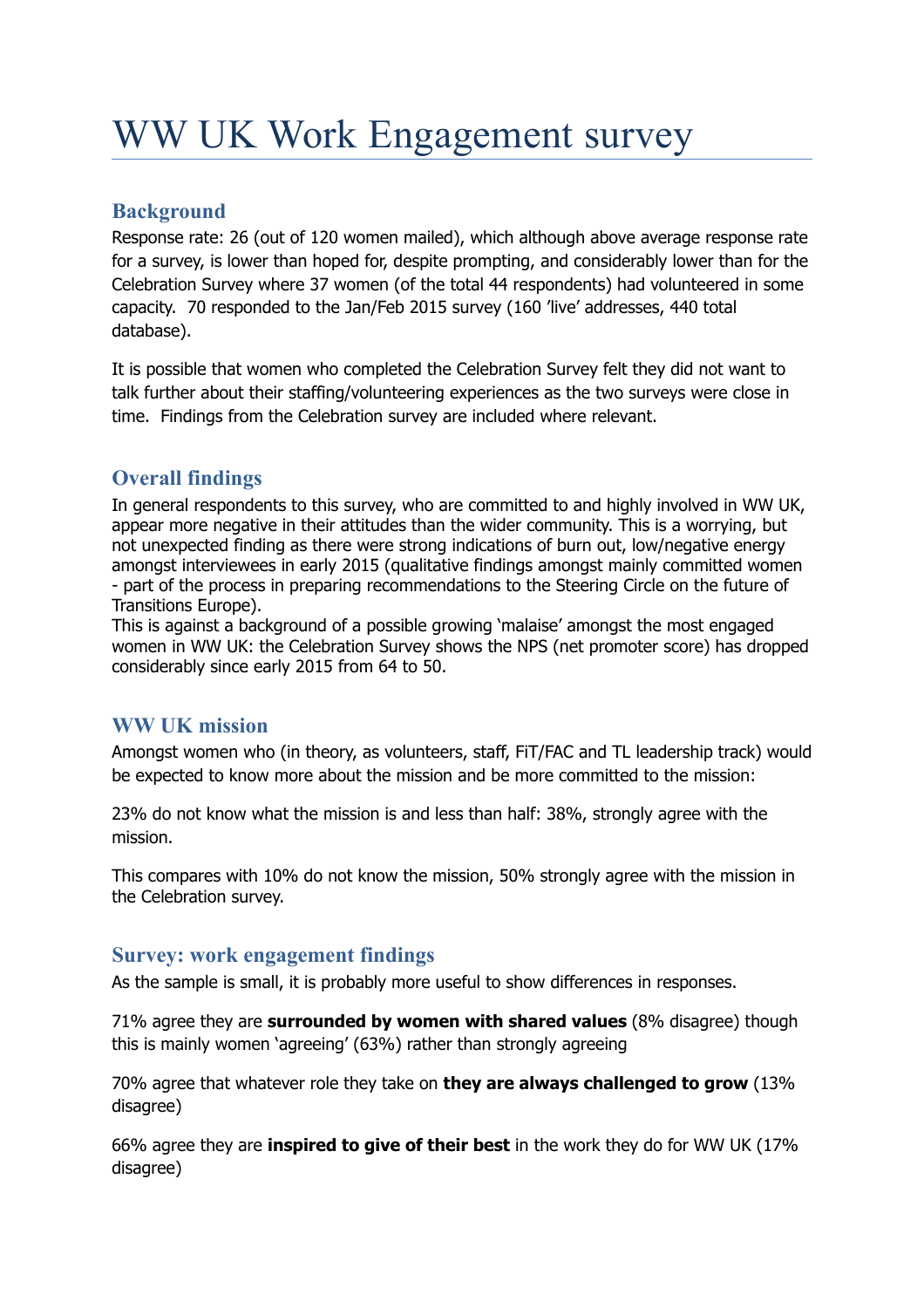# WW UK Work Engagement survey

## Background

Response rate: 26 (out of 120 women mailed), which although above average response rate for a survey, is lower than hoped for, despite prompting, and considerably lower than for the Celebration Survey where 37 women (of the total 44 respondents) had volunteered in some capacity. 70 responded to the Jan/Feb 2015 survey (160 'live' addresses, 440 total database).

It is possible that women who completed the Celebration Survey felt they did not want to talk further about their staffing/volunteering experiences as the two surveys were close in time. Findings from the Celebration survey are included where relevant.

## Overall findings

In general respondents to this survey, who are committed to and highly involved in WW UK, appear more negative in their attitudes than the wider community. This is a worrying, but not unexpected finding as there were strong indications of burn out, low/negative energy amongst interviewees in early 2015 (qualitative findings amongst mainly committed women - part of the process in preparing recommendations to the Steering Circle on the future of Transitions Europe).
This is against a background of a possible growing 'malaise' amongst the most engaged women in WW UK: the Celebration Survey shows the NPS (net promoter score) has dropped considerably since early 2015 from 64 to 50.

## WW UK mission

Amongst women who (in theory, as volunteers, staff, FiT/FAC and TL leadership track) would be expected to know more about the mission and be more committed to the mission:

23% do not know what the mission is and less than half: 38%, strongly agree with the mission.

This compares with 10% do not know the mission, 50% strongly agree with the mission in the Celebration survey.

## Survey: work engagement findings

As the sample is small, it is probably more useful to show differences in responses.

71% agree they are **surrounded by women with shared values** (8% disagree) though this is mainly women 'agreeing' (63%) rather than strongly agreeing

70% agree that whatever role they take on **they are always challenged to grow** (13% disagree)

66% agree they are **inspired to give of their best** in the work they do for WW UK (17% disagree)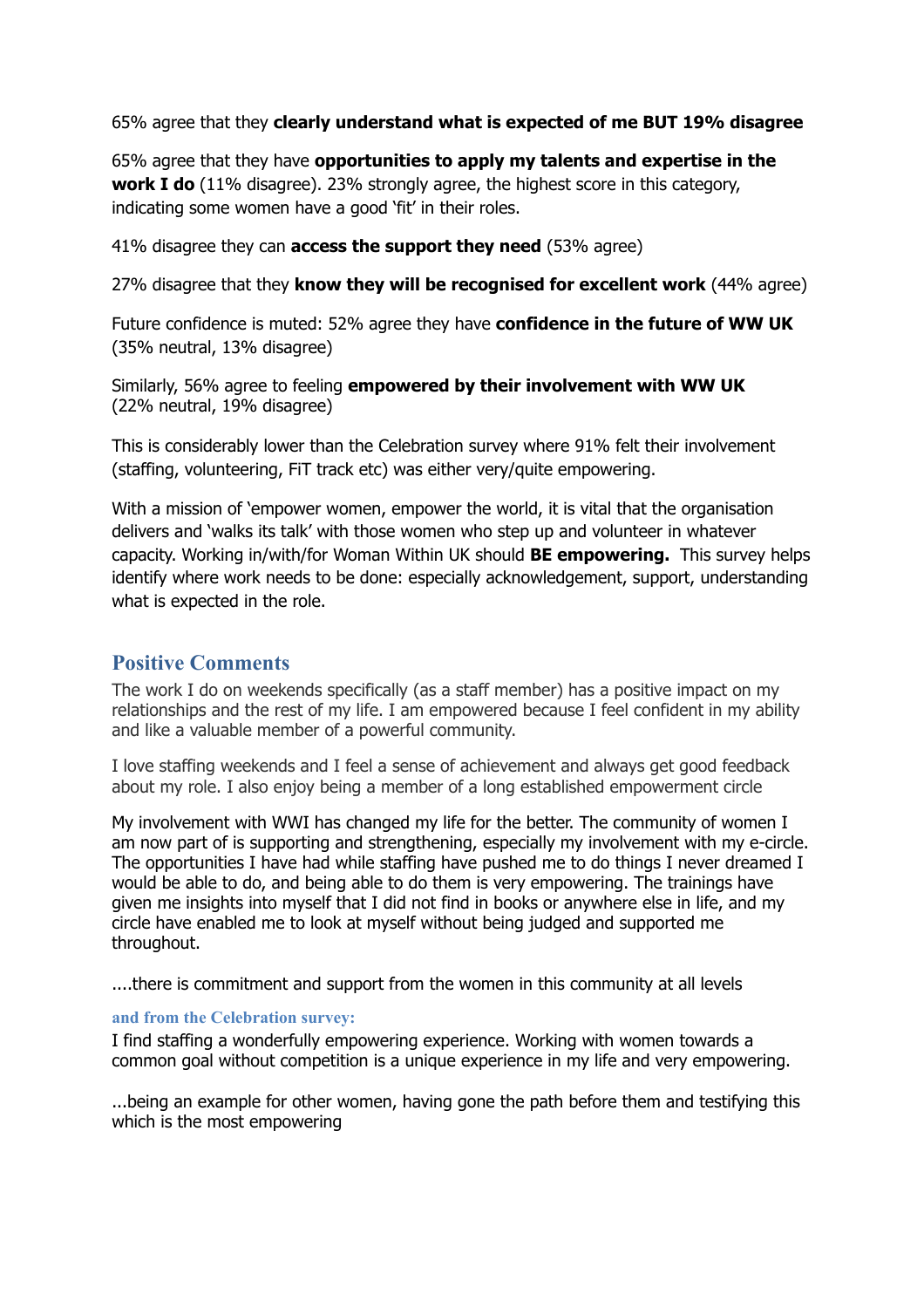65% agree that they **clearly understand what is expected of me BUT 19% disagree**

65% agree that they have **opportunities to apply my talents and expertise in the work I do** (11% disagree). 23% strongly agree, the highest score in this category, indicating some women have a good 'fit' in their roles.

41% disagree they can **access the support they need** (53% agree)

27% disagree that they **know they will be recognised for excellent work** (44% agree)

Future confidence is muted: 52% agree they have **confidence in the future of WW UK** (35% neutral, 13% disagree)

Similarly, 56% agree to feeling **empowered by their involvement with WW UK** (22% neutral, 19% disagree)

This is considerably lower than the Celebration survey where 91% felt their involvement (staffing, volunteering, FiT track etc) was either very/quite empowering.

With a mission of 'empower women, empower the world, it is vital that the organisation delivers and 'walks its talk' with those women who step up and volunteer in whatever capacity. Working in/with/for Woman Within UK should **BE empowering.** This survey helps identify where work needs to be done: especially acknowledgement, support, understanding what is expected in the role.

## Positive Comments

The work I do on weekends specifically (as a staff member) has a positive impact on my relationships and the rest of my life. I am empowered because I feel confident in my ability and like a valuable member of a powerful community.

I love staffing weekends and I feel a sense of achievement and always get good feedback about my role. I also enjoy being a member of a long established empowerment circle

My involvement with WWI has changed my life for the better. The community of women I am now part of is supporting and strengthening, especially my involvement with my e-circle. The opportunities I have had while staffing have pushed me to do things I never dreamed I would be able to do, and being able to do them is very empowering. The trainings have given me insights into myself that I did not find in books or anywhere else in life, and my circle have enabled me to look at myself without being judged and supported me throughout.

....there is commitment and support from the women in this community at all levels

### and from the Celebration survey:

I find staffing a wonderfully empowering experience. Working with women towards a common goal without competition is a unique experience in my life and very empowering.

...being an example for other women, having gone the path before them and testifying this which is the most empowering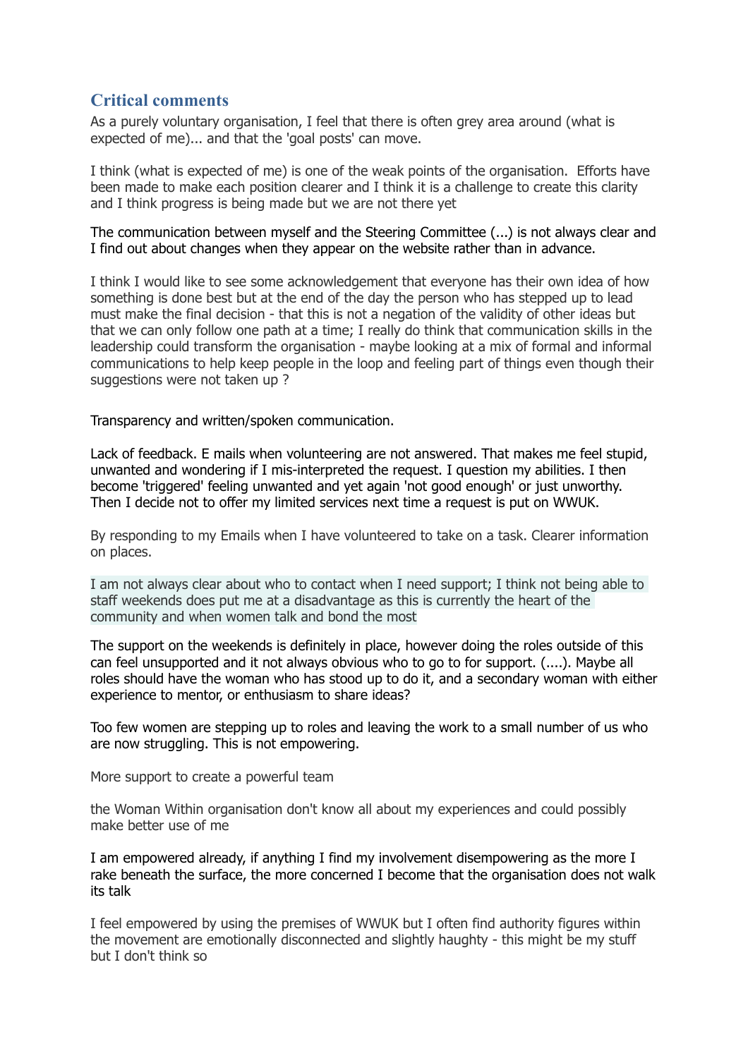## Critical comments

As a purely voluntary organisation, I feel that there is often grey area around (what is expected of me)... and that the 'goal posts' can move.

I think (what is expected of me) is one of the weak points of the organisation. Efforts have been made to make each position clearer and I think it is a challenge to create this clarity and I think progress is being made but we are not there yet

The communication between myself and the Steering Committee (...) is not always clear and I find out about changes when they appear on the website rather than in advance.

I think I would like to see some acknowledgement that everyone has their own idea of how something is done best but at the end of the day the person who has stepped up to lead must make the final decision - that this is not a negation of the validity of other ideas but that we can only follow one path at a time; I really do think that communication skills in the leadership could transform the organisation - maybe looking at a mix of formal and informal communications to help keep people in the loop and feeling part of things even though their suggestions were not taken up ?

Transparency and written/spoken communication.

Lack of feedback. E mails when volunteering are not answered. That makes me feel stupid, unwanted and wondering if I mis-interpreted the request. I question my abilities. I then become 'triggered' feeling unwanted and yet again 'not good enough' or just unworthy. Then I decide not to offer my limited services next time a request is put on WWUK.

By responding to my Emails when I have volunteered to take on a task. Clearer information on places.

I am not always clear about who to contact when I need support; I think not being able to staff weekends does put me at a disadvantage as this is currently the heart of the community and when women talk and bond the most

The support on the weekends is definitely in place, however doing the roles outside of this can feel unsupported and it not always obvious who to go to for support. (....). Maybe all roles should have the woman who has stood up to do it, and a secondary woman with either experience to mentor, or enthusiasm to share ideas?

Too few women are stepping up to roles and leaving the work to a small number of us who are now struggling. This is not empowering.

More support to create a powerful team

the Woman Within organisation don't know all about my experiences and could possibly make better use of me

I am empowered already, if anything I find my involvement disempowering as the more I rake beneath the surface, the more concerned I become that the organisation does not walk its talk

I feel empowered by using the premises of WWUK but I often find authority figures within the movement are emotionally disconnected and slightly haughty - this might be my stuff but I don't think so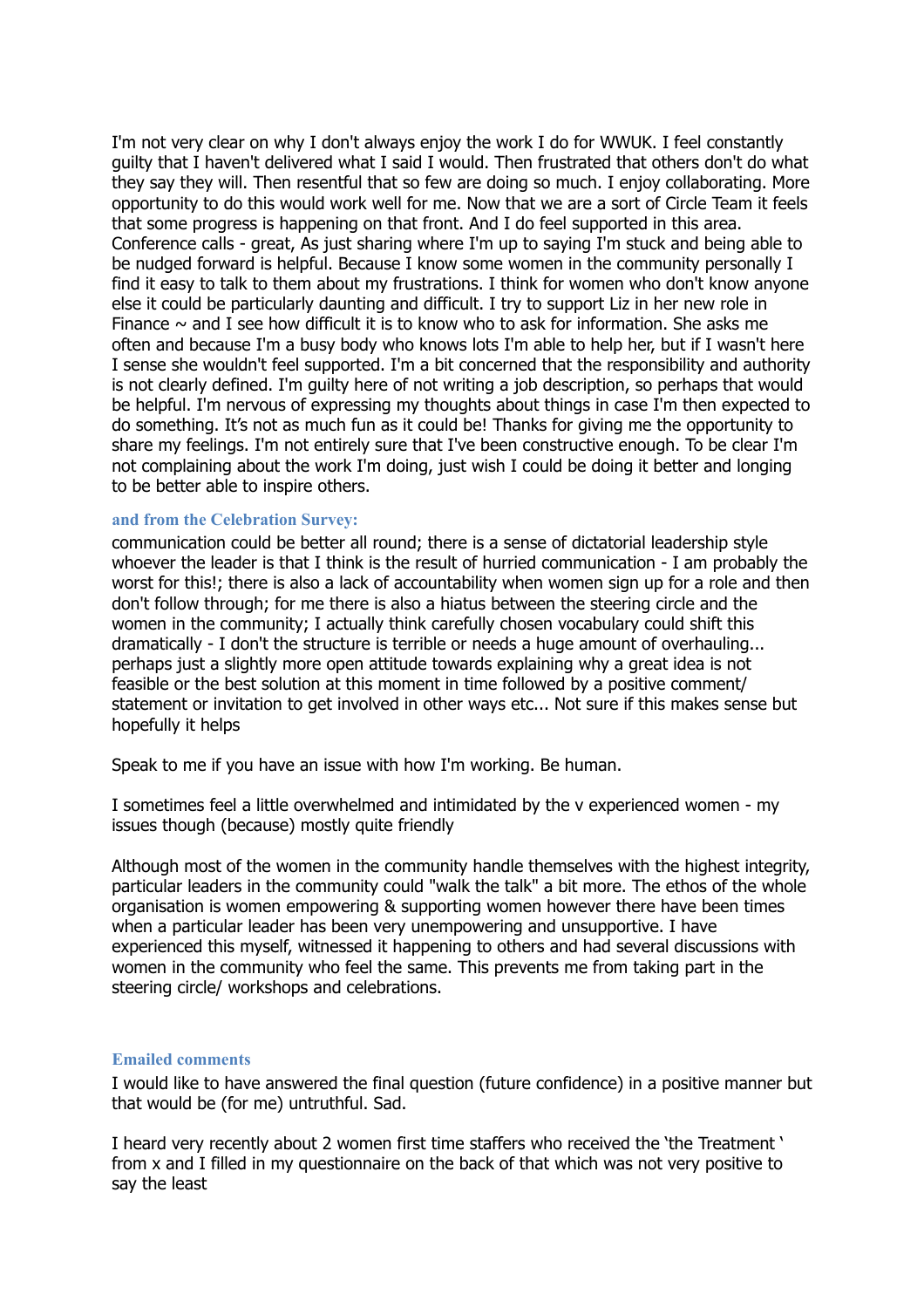I'm not very clear on why I don't always enjoy the work I do for WWUK. I feel constantly guilty that I haven't delivered what I said I would. Then frustrated that others don't do what they say they will. Then resentful that so few are doing so much. I enjoy collaborating. More opportunity to do this would work well for me. Now that we are a sort of Circle Team it feels that some progress is happening on that front. And I do feel supported in this area. Conference calls - great, As just sharing where I'm up to saying I'm stuck and being able to be nudged forward is helpful. Because I know some women in the community personally I find it easy to talk to them about my frustrations. I think for women who don't know anyone else it could be particularly daunting and difficult. I try to support Liz in her new role in Finance ~ and I see how difficult it is to know who to ask for information. She asks me often and because I'm a busy body who knows lots I'm able to help her, but if I wasn't here I sense she wouldn't feel supported. I'm a bit concerned that the responsibility and authority is not clearly defined. I'm guilty here of not writing a job description, so perhaps that would be helpful. I'm nervous of expressing my thoughts about things in case I'm then expected to do something. It's not as much fun as it could be! Thanks for giving me the opportunity to share my feelings. I'm not entirely sure that I've been constructive enough. To be clear I'm not complaining about the work I'm doing, just wish I could be doing it better and longing to be better able to inspire others.

### and from the Celebration Survey:

communication could be better all round; there is a sense of dictatorial leadership style whoever the leader is that I think is the result of hurried communication - I am probably the worst for this!; there is also a lack of accountability when women sign up for a role and then don't follow through; for me there is also a hiatus between the steering circle and the women in the community; I actually think carefully chosen vocabulary could shift this dramatically - I don't the structure is terrible or needs a huge amount of overhauling... perhaps just a slightly more open attitude towards explaining why a great idea is not feasible or the best solution at this moment in time followed by a positive comment/ statement or invitation to get involved in other ways etc... Not sure if this makes sense but hopefully it helps

Speak to me if you have an issue with how I'm working. Be human.

I sometimes feel a little overwhelmed and intimidated by the v experienced women - my issues though (because) mostly quite friendly

Although most of the women in the community handle themselves with the highest integrity, particular leaders in the community could "walk the talk" a bit more. The ethos of the whole organisation is women empowering & supporting women however there have been times when a particular leader has been very unempowering and unsupportive. I have experienced this myself, witnessed it happening to others and had several discussions with women in the community who feel the same. This prevents me from taking part in the steering circle/ workshops and celebrations.

### Emailed comments

I would like to have answered the final question (future confidence) in a positive manner but that would be (for me) untruthful. Sad.

I heard very recently about 2 women first time staffers who received the 'the Treatment ' from x and I filled in my questionnaire on the back of that which was not very positive to say the least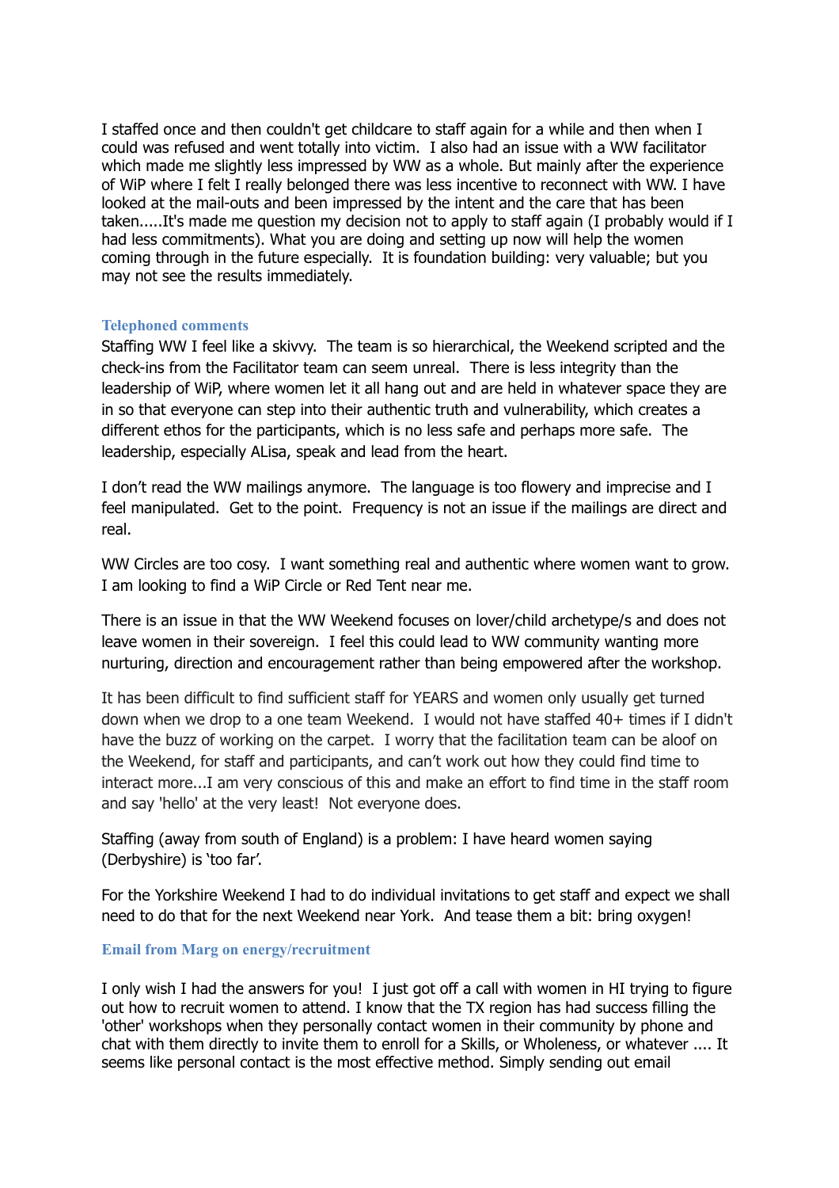I staffed once and then couldn't get childcare to staff again for a while and then when I could was refused and went totally into victim. I also had an issue with a WW facilitator which made me slightly less impressed by WW as a whole. But mainly after the experience of WiP where I felt I really belonged there was less incentive to reconnect with WW. I have looked at the mail-outs and been impressed by the intent and the care that has been taken.....It's made me question my decision not to apply to staff again (I probably would if I had less commitments). What you are doing and setting up now will help the women coming through in the future especially. It is foundation building: very valuable; but you may not see the results immediately.

#### Telephoned comments

Staffing WW I feel like a skivvy. The team is so hierarchical, the Weekend scripted and the check-ins from the Facilitator team can seem unreal. There is less integrity than the leadership of WiP, where women let it all hang out and are held in whatever space they are in so that everyone can step into their authentic truth and vulnerability, which creates a different ethos for the participants, which is no less safe and perhaps more safe. The leadership, especially ALisa, speak and lead from the heart.

I don't read the WW mailings anymore. The language is too flowery and imprecise and I feel manipulated. Get to the point. Frequency is not an issue if the mailings are direct and real.

WW Circles are too cosy. I want something real and authentic where women want to grow. I am looking to find a WiP Circle or Red Tent near me.

There is an issue in that the WW Weekend focuses on lover/child archetype/s and does not leave women in their sovereign. I feel this could lead to WW community wanting more nurturing, direction and encouragement rather than being empowered after the workshop.

It has been difficult to find sufficient staff for YEARS and women only usually get turned down when we drop to a one team Weekend. I would not have staffed 40+ times if I didn't have the buzz of working on the carpet. I worry that the facilitation team can be aloof on the Weekend, for staff and participants, and can't work out how they could find time to interact more...I am very conscious of this and make an effort to find time in the staff room and say 'hello' at the very least! Not everyone does.

Staffing (away from south of England) is a problem: I have heard women saying (Derbyshire) is 'too far'.

For the Yorkshire Weekend I had to do individual invitations to get staff and expect we shall need to do that for the next Weekend near York. And tease them a bit: bring oxygen!

#### Email from Marg on energy/recruitment

I only wish I had the answers for you! I just got off a call with women in HI trying to figure out how to recruit women to attend. I know that the TX region has had success filling the 'other' workshops when they personally contact women in their community by phone and chat with them directly to invite them to enroll for a Skills, or Wholeness, or whatever .... It seems like personal contact is the most effective method. Simply sending out email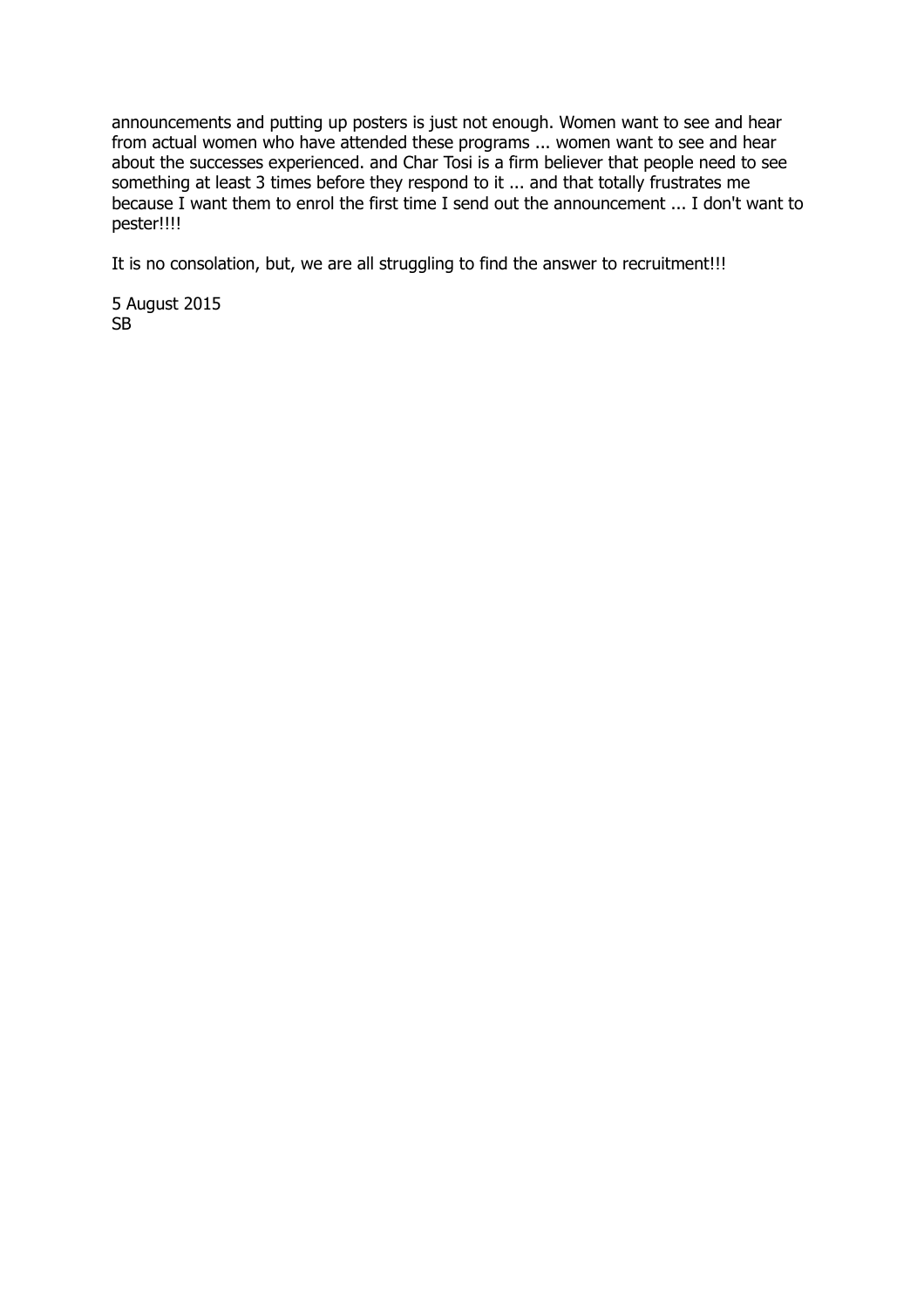announcements and putting up posters is just not enough. Women want to see and hear from actual women who have attended these programs ... women want to see and hear about the successes experienced. and Char Tosi is a firm believer that people need to see something at least 3 times before they respond to it ... and that totally frustrates me because I want them to enrol the first time I send out the announcement ... I don't want to pester!!!!

It is no consolation, but, we are all struggling to find the answer to recruitment!!!

5 August 2015
SB